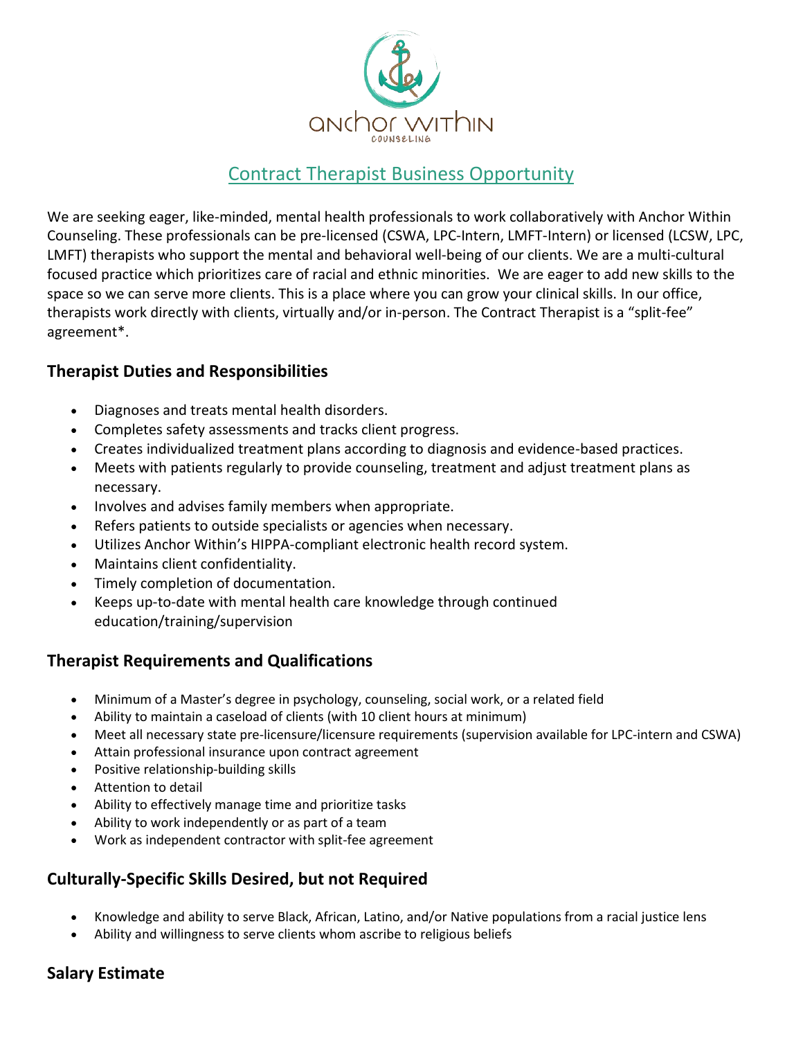# Contract Therapist Business Opportunity

We are seeking eager, like-minded, mental health professionals to work collaboratively with Anchor Within Counseling. These professionals can be pre-licensed (CSWA, LPC-Intern, LMFT-Intern) or licensed (LCSW, LPC, LMFT) therapists who support the mental and behavioral well-being of our clients. We are a multi-cultural focused practice which prioritizes care of racial and ethnic minorities. We are eager to add new skills to the space so we can serve more clients. This is a place where you can grow your clinical skills. In our office, therapists work directly with clients, virtually and/or in-person. The Contract Therapist is a "split-fee" agreement*.

## Therapist Duties and Responsibilities

- Diagnoses and treats mental health disorders.
- Completes safety assessments and tracks client progress.
- Creates individualized treatment plans according to diagnosis and evidence-based practices.
- Meets with patients regularly to provide counseling, treatment and adjust treatment plans as necessary.
- Involves and advises family members when appropriate.
- Refers patients to outside specialists or agencies when necessary.
- Utilizes Anchor Within's HIPPA-compliant electronic health record system.
- Maintains client confidentiality.
- Timely completion of documentation.
- Keeps up-to-date with mental health care knowledge through continued education/training/supervision

## Therapist Requirements and Qualifications

- Minimum of a Master's degree in psychology, counseling, social work, or a related field
- Ability to maintain a caseload of clients (with 10 client hours at minimum)
- Meet all necessary state pre-licensure/licensure requirements (supervision available for LPC-intern and CSWA)
- Attain professional insurance upon contract agreement
- Positive relationship-building skills
- Attention to detail
- Ability to effectively manage time and prioritize tasks
- Ability to work independently or as part of a team
- Work as independent contractor with split-fee agreement

## Culturally-Specific Skills Desired, but not Required

- Knowledge and ability to serve Black, African, Latino, and/or Native populations from a racial justice lens
- Ability and willingness to serve clients whom ascribe to religious beliefs

## Salary Estimate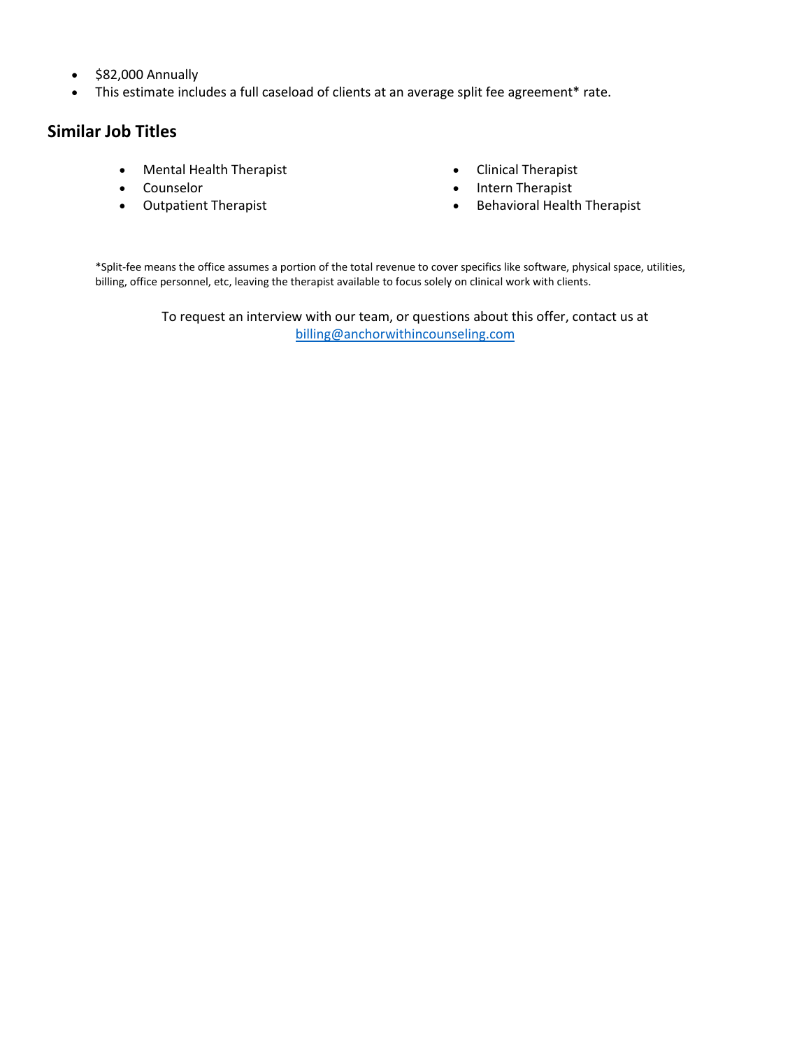- $82,000 Annually
- This estimate includes a full caseload of clients at an average split fee agreement* rate.

## Similar Job Titles

- Mental Health Therapist
- Counselor
- Outpatient Therapist
- Clinical Therapist
- Intern Therapist
- Behavioral Health Therapist

*Split-fee means the office assumes a portion of the total revenue to cover specifics like software, physical space, utilities, billing, office personnel, etc, leaving the therapist available to focus solely on clinical work with clients.

To request an interview with our team, or questions about this offer, contact us at billing@anchorwithincounseling.com